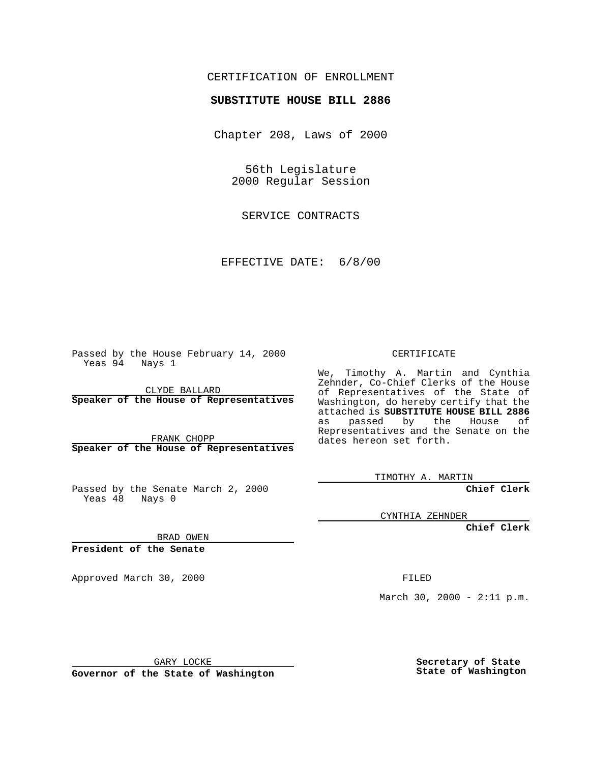CERTIFICATION OF ENROLLMENT

**SUBSTITUTE HOUSE BILL 2886**

Chapter 208, Laws of 2000

56th Legislature
2000 Regular Session

SERVICE CONTRACTS

EFFECTIVE DATE: 6/8/00

Passed by the House February 14, 2000
Yeas 94 Nays 1

CLYDE BALLARD
**Speaker of the House of Representatives**

FRANK CHOPP
**Speaker of the House of Representatives**

Passed by the Senate March 2, 2000
Yeas 48 Nays 0

BRAD OWEN
**President of the Senate**

Approved March 30, 2000

GARY LOCKE
**Governor of the State of Washington**

CERTIFICATE

We, Timothy A. Martin and Cynthia Zehnder, Co-Chief Clerks of the House of Representatives of the State of Washington, do hereby certify that the attached is **SUBSTITUTE HOUSE BILL 2886** as passed by the House of Representatives and the Senate on the dates hereon set forth.

TIMOTHY A. MARTIN
**Chief Clerk**

CYNTHIA ZEHNDER
**Chief Clerk**

FILED

March 30, 2000 - 2:11 p.m.

**Secretary of State**
**State of Washington**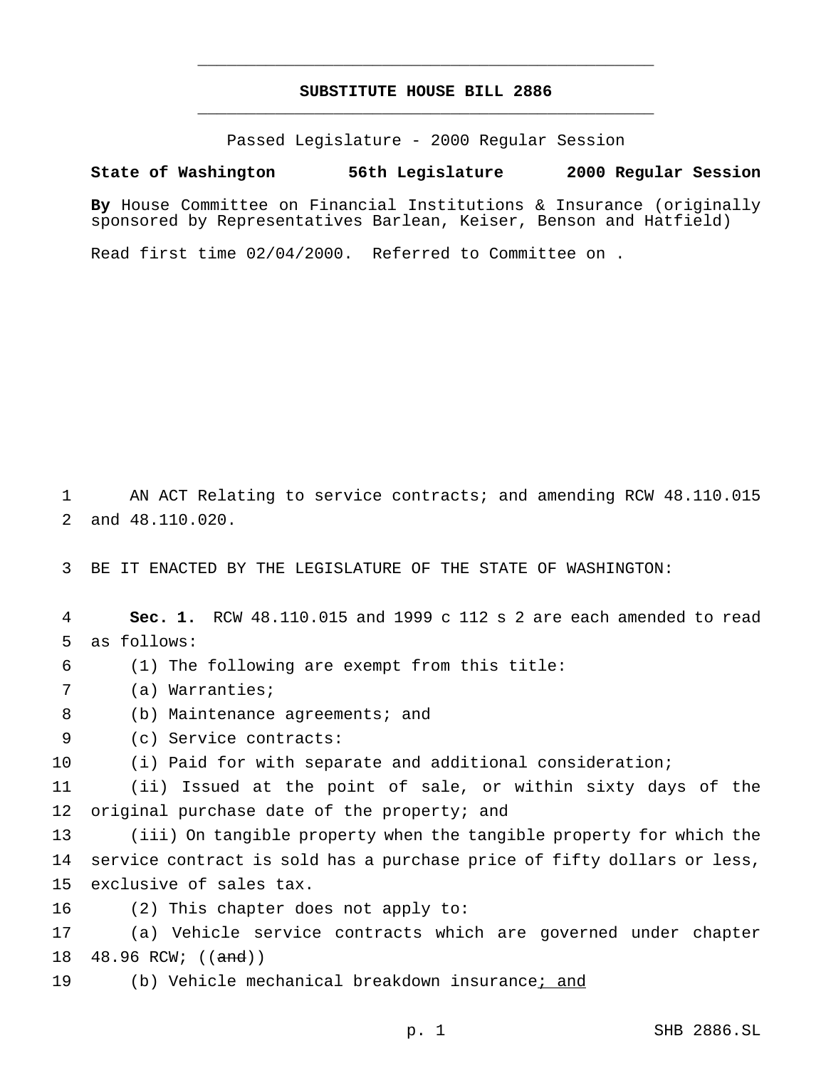# SUBSTITUTE HOUSE BILL 2886

Passed Legislature - 2000 Regular Session

**State of Washington 56th Legislature 2000 Regular Session**

**By** House Committee on Financial Institutions & Insurance (originally sponsored by Representatives Barlean, Keiser, Benson and Hatfield)

Read first time 02/04/2000. Referred to Committee on .

AN ACT Relating to service contracts; and amending RCW 48.110.015 and 48.110.020.

BE IT ENACTED BY THE LEGISLATURE OF THE STATE OF WASHINGTON:

**Sec. 1.** RCW 48.110.015 and 1999 c 112 s 2 are each amended to read as follows:

(1) The following are exempt from this title:

(a) Warranties;

(b) Maintenance agreements; and

(c) Service contracts:

(i) Paid for with separate and additional consideration;

(ii) Issued at the point of sale, or within sixty days of the original purchase date of the property; and

(iii) On tangible property when the tangible property for which the service contract is sold has a purchase price of fifty dollars or less, exclusive of sales tax.

(2) This chapter does not apply to:

(a) Vehicle service contracts which are governed under chapter 48.96 RCW; ((~~and~~))

(b) Vehicle mechanical breakdown insurance; and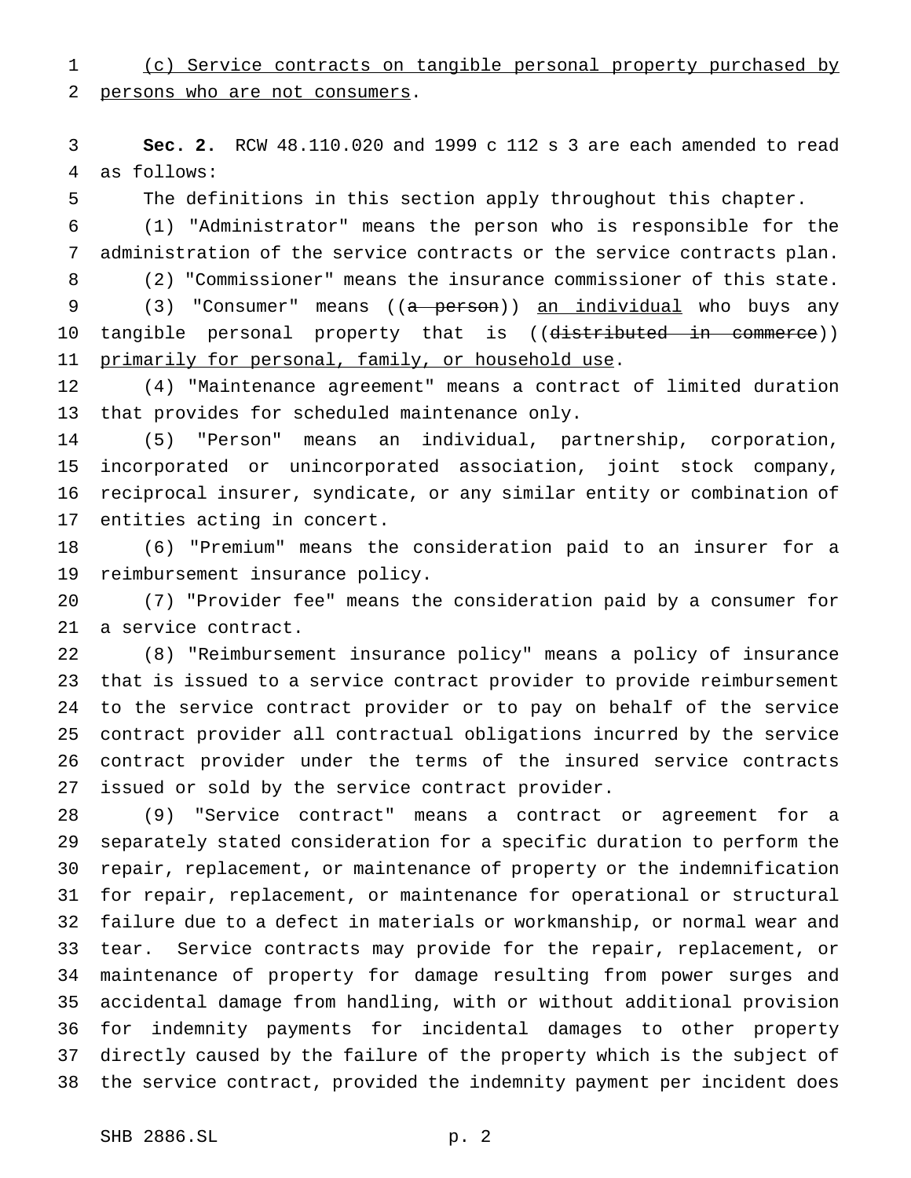(c) Service contracts on tangible personal property purchased by persons who are not consumers.

**Sec. 2.** RCW 48.110.020 and 1999 c 112 s 3 are each amended to read as follows:

The definitions in this section apply throughout this chapter.

(1) "Administrator" means the person who is responsible for the administration of the service contracts or the service contracts plan.

(2) "Commissioner" means the insurance commissioner of this state.

(3) "Consumer" means ((~~a person~~)) an individual who buys any tangible personal property that is ((~~distributed in commerce~~)) primarily for personal, family, or household use.

(4) "Maintenance agreement" means a contract of limited duration that provides for scheduled maintenance only.

(5) "Person" means an individual, partnership, corporation, incorporated or unincorporated association, joint stock company, reciprocal insurer, syndicate, or any similar entity or combination of entities acting in concert.

(6) "Premium" means the consideration paid to an insurer for a reimbursement insurance policy.

(7) "Provider fee" means the consideration paid by a consumer for a service contract.

(8) "Reimbursement insurance policy" means a policy of insurance that is issued to a service contract provider to provide reimbursement to the service contract provider or to pay on behalf of the service contract provider all contractual obligations incurred by the service contract provider under the terms of the insured service contracts issued or sold by the service contract provider.

(9) "Service contract" means a contract or agreement for a separately stated consideration for a specific duration to perform the repair, replacement, or maintenance of property or the indemnification for repair, replacement, or maintenance for operational or structural failure due to a defect in materials or workmanship, or normal wear and tear. Service contracts may provide for the repair, replacement, or maintenance of property for damage resulting from power surges and accidental damage from handling, with or without additional provision for indemnity payments for incidental damages to other property directly caused by the failure of the property which is the subject of the service contract, provided the indemnity payment per incident does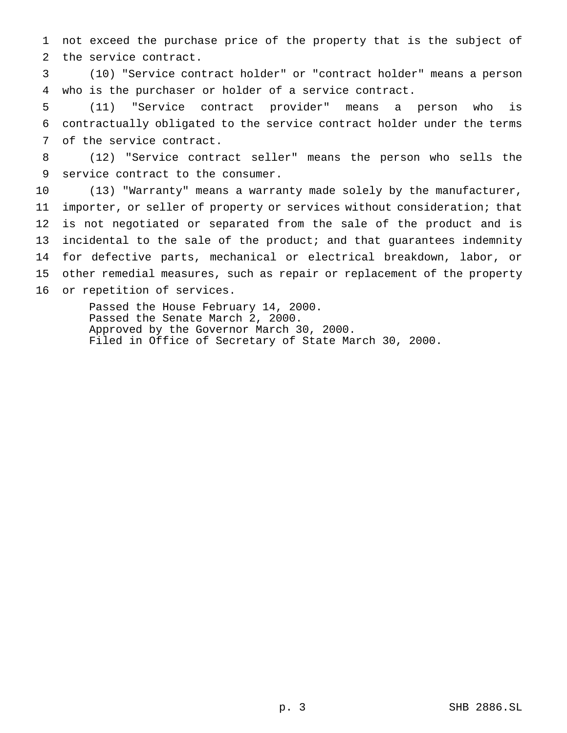not exceed the purchase price of the property that is the subject of the service contract.

(10) "Service contract holder" or "contract holder" means a person who is the purchaser or holder of a service contract.

(11) "Service contract provider" means a person who is contractually obligated to the service contract holder under the terms of the service contract.

(12) "Service contract seller" means the person who sells the service contract to the consumer.

(13) "Warranty" means a warranty made solely by the manufacturer, importer, or seller of property or services without consideration; that is not negotiated or separated from the sale of the product and is incidental to the sale of the product; and that guarantees indemnity for defective parts, mechanical or electrical breakdown, labor, or other remedial measures, such as repair or replacement of the property or repetition of services.

Passed the House February 14, 2000.
Passed the Senate March 2, 2000.
Approved by the Governor March 30, 2000.
Filed in Office of Secretary of State March 30, 2000.